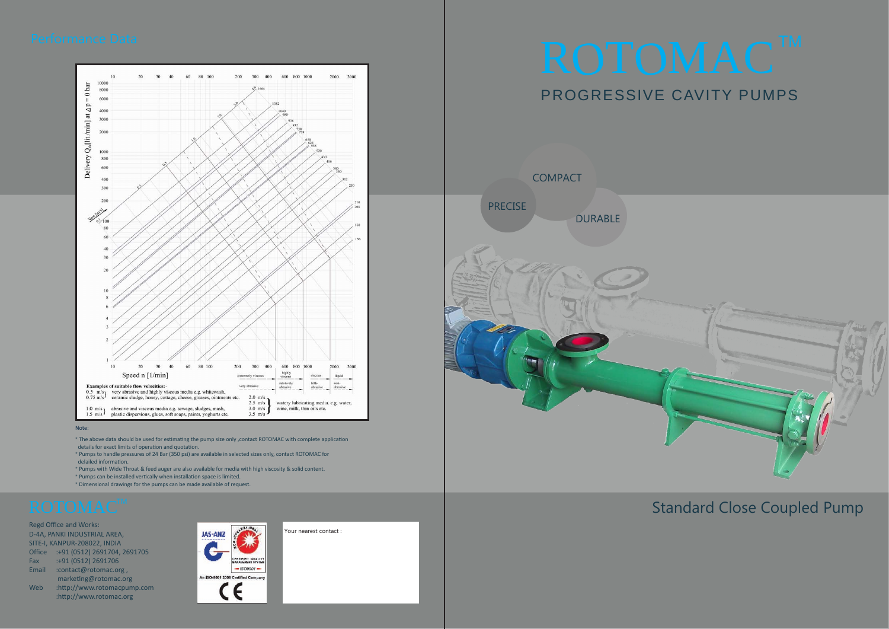## Performance Data

Delivery $Q_{th}$ [lit./min] at $\Delta p$ = 0 bar

Speed n [1/min]

**Examples of suitable flow velocities:-**

- 0.5 m/s, 0.75 m/s — very abrasive and highly viscous media e.g. whitewash, ceramic sludge, honey, cottage, cheese, greases, ointments etc.
- 1.0 m/s, 1.5 m/s — abrasive and viscous media e.g. sewage, sludges, mash, plastic dispersions, glues, soft soaps, paints, yoghurts etc.
- 2.0 m/s, 2.5 m/s, 3.0 m/s, 3.5 m/s — watery lubricating media. e.g. water, wine, milk, thin oils etc.

Note:

* The above data should be used for estimating the pump size only ,contact ROTOMAC with complete application details for exact limits of operation and quotation.
* Pumps to handle pressures of 24 Bar (350 psi) are available in selected sizes only, contact ROTOMAC for delailed information.
* Pumps with Wide Throat & feed auger are also available for media with high viscosity & solid content.
* Pumps can be installed vertically when installation space is limited.
* Dimensional drawings for the pumps can be made available of request.

## ROTOMAC™

Regd Office and Works:
D-4A, PANKI INDUSTRIAL AREA,
SITE-I, KANPUR-208022, INDIA

Office :+91 (0512) 2691704, 2691705
Fax :+91 (0512) 2691706
Email :contact@rotomac.org , marketing@rotomac.org
Web :http://www.rotomacpump.com
:http://www.rotomac.org

JAS-ANZ — Certified Quality Management System — ISO9001
An ISO-9001 2008 Certified Company
CE

Your nearest contact :

# ROTOMAC™

## PROGRESSIVE CAVITY PUMPS

PRECISE
COMPACT
DURABLE

## Standard Close Coupled Pump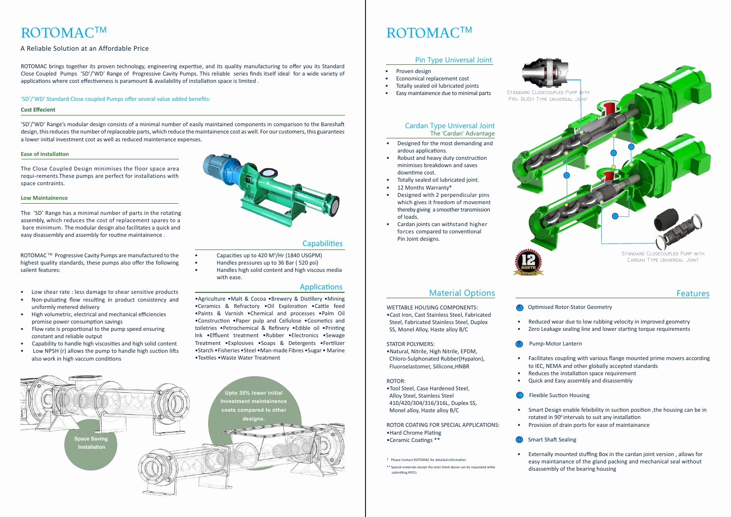# ROTOMAC™

A Reliable Solution at an Affordable Price

ROTOMAC brings together its proven technology, engineering expertise, and its quality manufacturing to offer you its Standard Close Coupled Pumps 'SD'/'WD' Range of Progressive Cavity Pumps. This reliable series finds itself ideal for a wide variety of applications where cost effectiveness is paramount & availability of installation space is limited .

'SD'/'WD' Standard Close coupled Pumps offer several value added benefits:

**Cost Effecient**

'SD'/'WD' Range's modular design consists of a minimal number of easily maintained components in comparison to the Bareshaft design, this reduces the number of replaceable parts, which reduce the maintainence cost as well. For our customers, this guarantees a lower initial investment cost as well as reduced maintenance expenses.

**Ease of installation**

The Close Coupled Design minimises the floor space area requi-rements.These pumps are perfect for installations with space contraints.

**Low Maintainence**

The 'SD' Range has a minimal number of parts in the rotating assembly, which reduces the cost of replacement spares to a bare minimum. The modular design also facilitates a quick and easy disassembly and assembly for routine maintainence .

ROTOMAC ™ Progressive Cavity Pumps are manufactured to the highest quality standards, these pumps also offer the following sailent features:

- Low shear rate : less damage to shear sensitive products
- Non-pulsating flow resulting in product consistency and uniformly metered delivery
- High volumetric, electrical and mechanical efficiencies promise power consumption savings
- Flow rate is proportional to the pump speed ensuring constant and reliable output
- Capability to handle high viscosities and high solid content
- Low NPSH (r) allows the pump to handle high suction lifts also work in high vaccum conditions

## Capabilities

- Capacities up to 420 $M^3$/Hr (1840 USGPM)
- Handles pressures up to 36 Bar ( 520 psi)
- Handles high solid content and high viscous media with ease.

## Applications

•Agriculture •Malt & Cocoa •Brewery & Distillery •Mining •Ceramics & Refractory •Oil Exploration •Cattle feed •Paints & Varnish •Chemical and processes •Palm Oil •Construction •Paper pulp and Cellulose •Cosmetics and toiletries •Petrochemical & Refinery •Edible oil •Printing Ink •Effluent treatment •Rubber •Electronics •Sewage Treatment •Explosives •Soaps & Detergents •Fertilizer •Starch •Fisheries •Steel •Man-made Fibres •Sugar • Marine •Textiles •Waste Water Treatment

Upto 35% lower initial Investment maintainence costs compared to other designs.

Space Saving Installation

# ROTOMAC™

## Pin Type Universal Joint

- Proven design
- Economical replacement cost
- Totally sealed oil lubricated joints
- Easy maintenance due to minimal parts

Standard Closecoupled Pump with Pin- Bush Type Universal Joint

## Cardan Type Universal Joint

The 'Cardan' Advantage

- Designed for the most demanding and ardous applications.
- Robust and heavy duty construction minimises breakdown and saves downtime cost.
- Totally sealed oil lubricated joint.
- 12 Months Warranty*
- Designed with 2 perpendicular pins which gives it freedom of movement thereby giving a smoother transmission of loads.
- Cardan joints can withstand higher forces compared to conventional Pin Joint designs.

12 MONTH WARRANTY

Standard Closecoupled Pump with Cardan Type Universal Joint

## Material Options

WETTABLE HOUSING COMPONENTS:
•Cast Iron, Cast Stainless Steel, Fabricated Steel, Fabricated Stainless Steel, Duplex SS, Monel Alloy, Haste alloy B/C

STATOR POLYMERS:
•Natural, Nitrile, High Nitrile, EPDM, Chloro-Sulphonated Rubber(Hypalon), Fluoroelastomer, Sillicone,HNBR

ROTOR:
•Tool Steel, Case Hardened Steel, Alloy Steel, Stainless Steel 410/420/304/316/316L, Duplex SS, Monel alloy, Haste alloy B/C

ROTOR COATING FOR SPECIAL APPLICATIONS:
•Hard Chrome Plating
•Ceramic Coatings **

\* Please Contact ROTOMAC for detailed information

** Special materials except the ones listed above can be requested while submitting RFQ's

## Features

**A** Optimised Rotor-Stator Geometry

- Reduced wear due to low rubbing velocity in improved geometry
- Zero Leakage sealing line and lower starting torque requirements

**B** Pump-Motor Lantern

- Facilitates coupling with various flange mounted prime movers according to IEC, NEMA and other globally accepted standards
- Reduces the installation space requirement
- Quick and Easy assembly and disassembly

**C** Flexible Suction Housing

- Smart Design enable felxibility in suction position ,the housing can be in rotated in 90° intervals to suit any installation
- Provision of drain ports for ease of maintainance

**D** Smart Shaft Sealing

- Externally mounted stuffing Box in the cardan joint version , allows for easy maintanance of the gland packing and mechanical seal without disassembly of the bearing housing